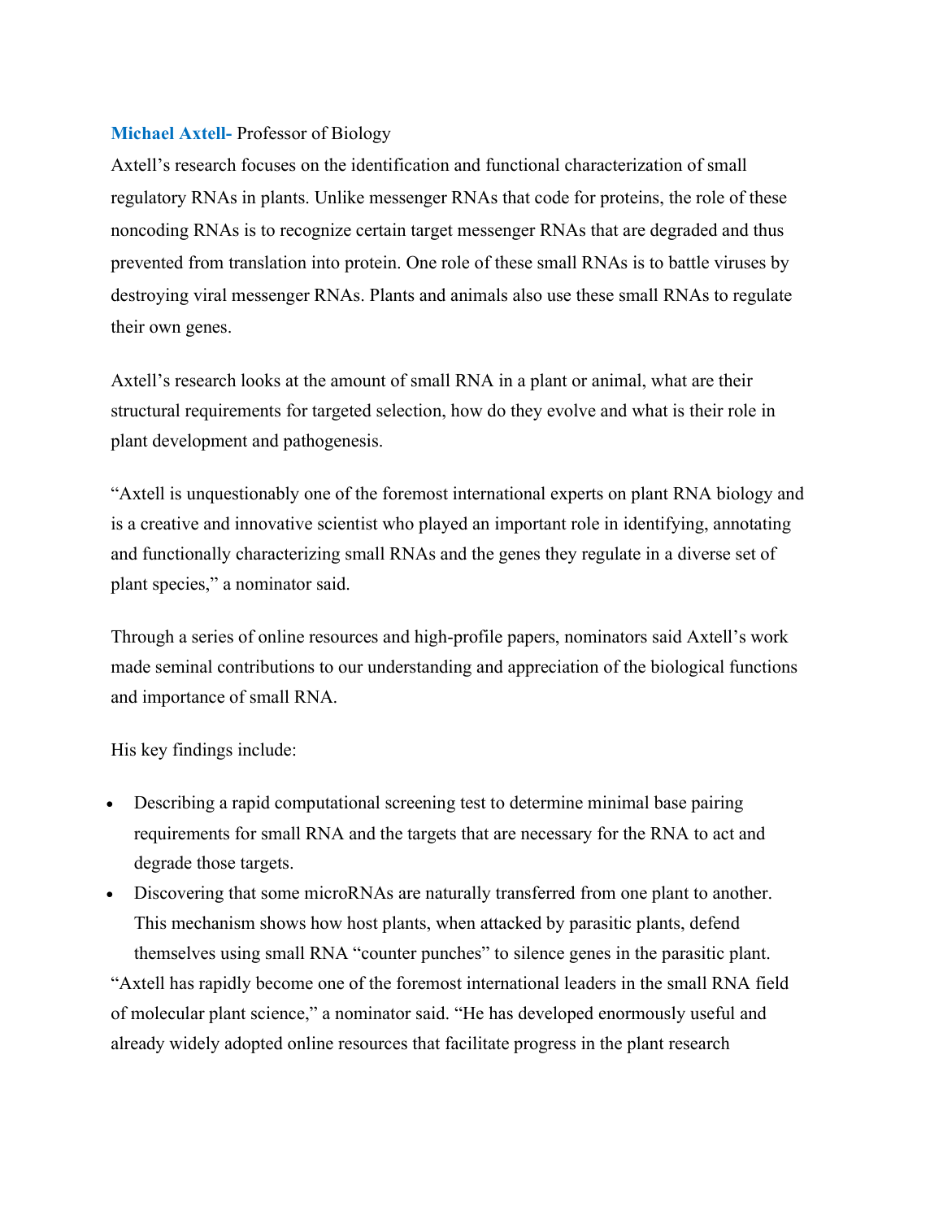**Michael Axtell-** Professor of Biology

Axtell's research focuses on the identification and functional characterization of small regulatory RNAs in plants. Unlike messenger RNAs that code for proteins, the role of these noncoding RNAs is to recognize certain target messenger RNAs that are degraded and thus prevented from translation into protein. One role of these small RNAs is to battle viruses by destroying viral messenger RNAs. Plants and animals also use these small RNAs to regulate their own genes.

Axtell's research looks at the amount of small RNA in a plant or animal, what are their structural requirements for targeted selection, how do they evolve and what is their role in plant development and pathogenesis.

"Axtell is unquestionably one of the foremost international experts on plant RNA biology and is a creative and innovative scientist who played an important role in identifying, annotating and functionally characterizing small RNAs and the genes they regulate in a diverse set of plant species," a nominator said.

Through a series of online resources and high-profile papers, nominators said Axtell's work made seminal contributions to our understanding and appreciation of the biological functions and importance of small RNA.

His key findings include:

- Describing a rapid computational screening test to determine minimal base pairing requirements for small RNA and the targets that are necessary for the RNA to act and degrade those targets.
- Discovering that some microRNAs are naturally transferred from one plant to another. This mechanism shows how host plants, when attacked by parasitic plants, defend themselves using small RNA "counter punches" to silence genes in the parasitic plant.

"Axtell has rapidly become one of the foremost international leaders in the small RNA field of molecular plant science," a nominator said. "He has developed enormously useful and already widely adopted online resources that facilitate progress in the plant research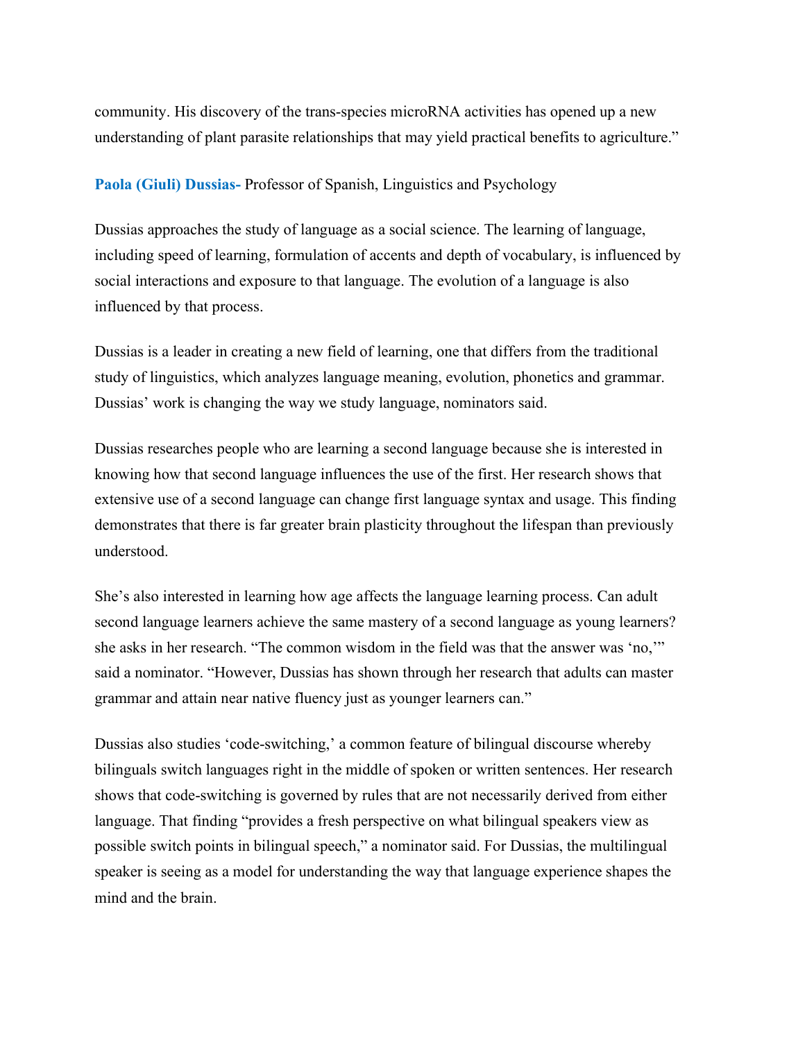community. His discovery of the trans-species microRNA activities has opened up a new understanding of plant parasite relationships that may yield practical benefits to agriculture."

**Paola (Giuli) Dussias-** Professor of Spanish, Linguistics and Psychology

Dussias approaches the study of language as a social science. The learning of language, including speed of learning, formulation of accents and depth of vocabulary, is influenced by social interactions and exposure to that language. The evolution of a language is also influenced by that process.

Dussias is a leader in creating a new field of learning, one that differs from the traditional study of linguistics, which analyzes language meaning, evolution, phonetics and grammar. Dussias' work is changing the way we study language, nominators said.

Dussias researches people who are learning a second language because she is interested in knowing how that second language influences the use of the first. Her research shows that extensive use of a second language can change first language syntax and usage. This finding demonstrates that there is far greater brain plasticity throughout the lifespan than previously understood.

She's also interested in learning how age affects the language learning process. Can adult second language learners achieve the same mastery of a second language as young learners? she asks in her research. "The common wisdom in the field was that the answer was 'no,'" said a nominator. "However, Dussias has shown through her research that adults can master grammar and attain near native fluency just as younger learners can."

Dussias also studies 'code-switching,' a common feature of bilingual discourse whereby bilinguals switch languages right in the middle of spoken or written sentences. Her research shows that code-switching is governed by rules that are not necessarily derived from either language. That finding "provides a fresh perspective on what bilingual speakers view as possible switch points in bilingual speech," a nominator said. For Dussias, the multilingual speaker is seeing as a model for understanding the way that language experience shapes the mind and the brain.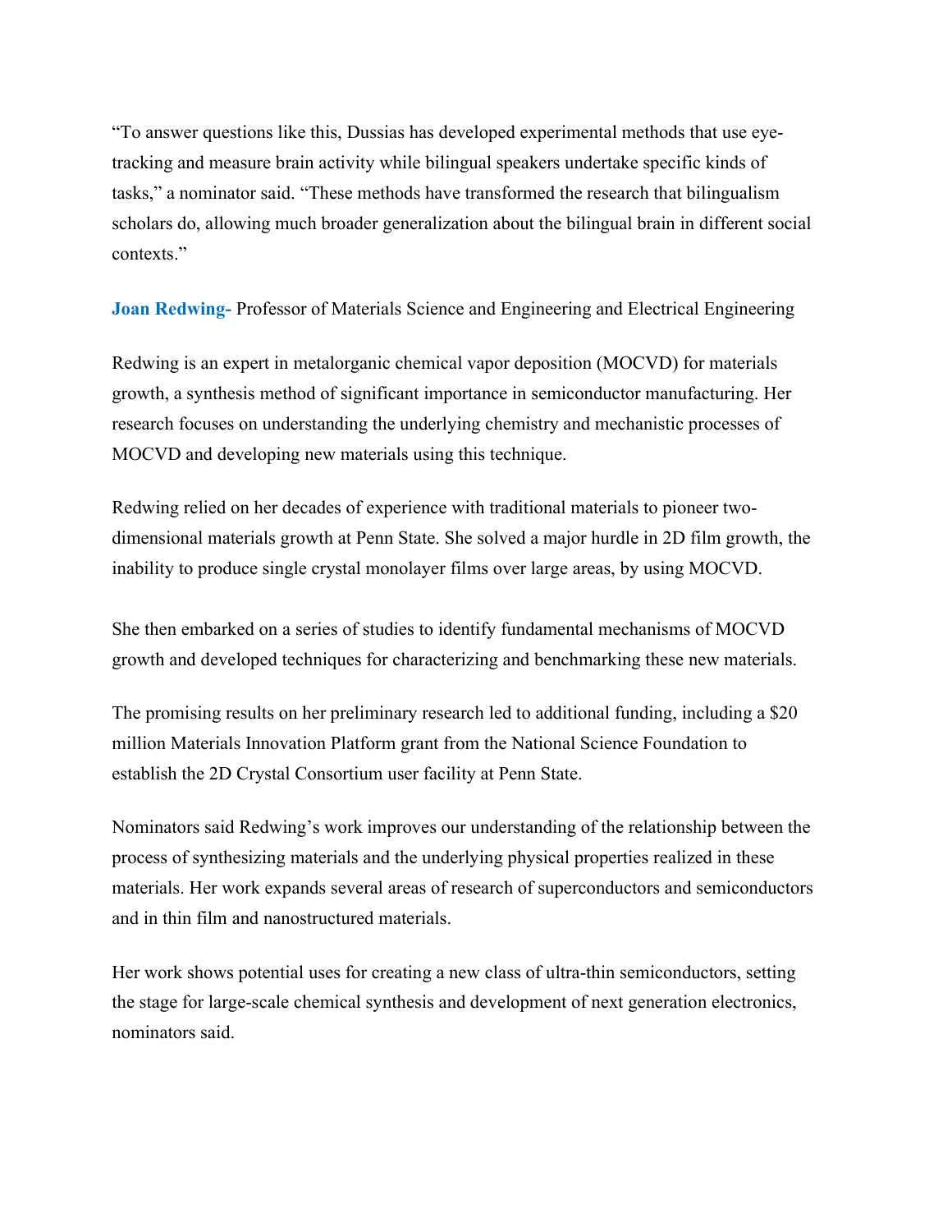"To answer questions like this, Dussias has developed experimental methods that use eye-tracking and measure brain activity while bilingual speakers undertake specific kinds of tasks," a nominator said. "These methods have transformed the research that bilingualism scholars do, allowing much broader generalization about the bilingual brain in different social contexts."

**Joan Redwing-** Professor of Materials Science and Engineering and Electrical Engineering

Redwing is an expert in metalorganic chemical vapor deposition (MOCVD) for materials growth, a synthesis method of significant importance in semiconductor manufacturing. Her research focuses on understanding the underlying chemistry and mechanistic processes of MOCVD and developing new materials using this technique.

Redwing relied on her decades of experience with traditional materials to pioneer two-dimensional materials growth at Penn State. She solved a major hurdle in 2D film growth, the inability to produce single crystal monolayer films over large areas, by using MOCVD.

She then embarked on a series of studies to identify fundamental mechanisms of MOCVD growth and developed techniques for characterizing and benchmarking these new materials.

The promising results on her preliminary research led to additional funding, including a $20 million Materials Innovation Platform grant from the National Science Foundation to establish the 2D Crystal Consortium user facility at Penn State.

Nominators said Redwing's work improves our understanding of the relationship between the process of synthesizing materials and the underlying physical properties realized in these materials. Her work expands several areas of research of superconductors and semiconductors and in thin film and nanostructured materials.

Her work shows potential uses for creating a new class of ultra-thin semiconductors, setting the stage for large-scale chemical synthesis and development of next generation electronics, nominators said.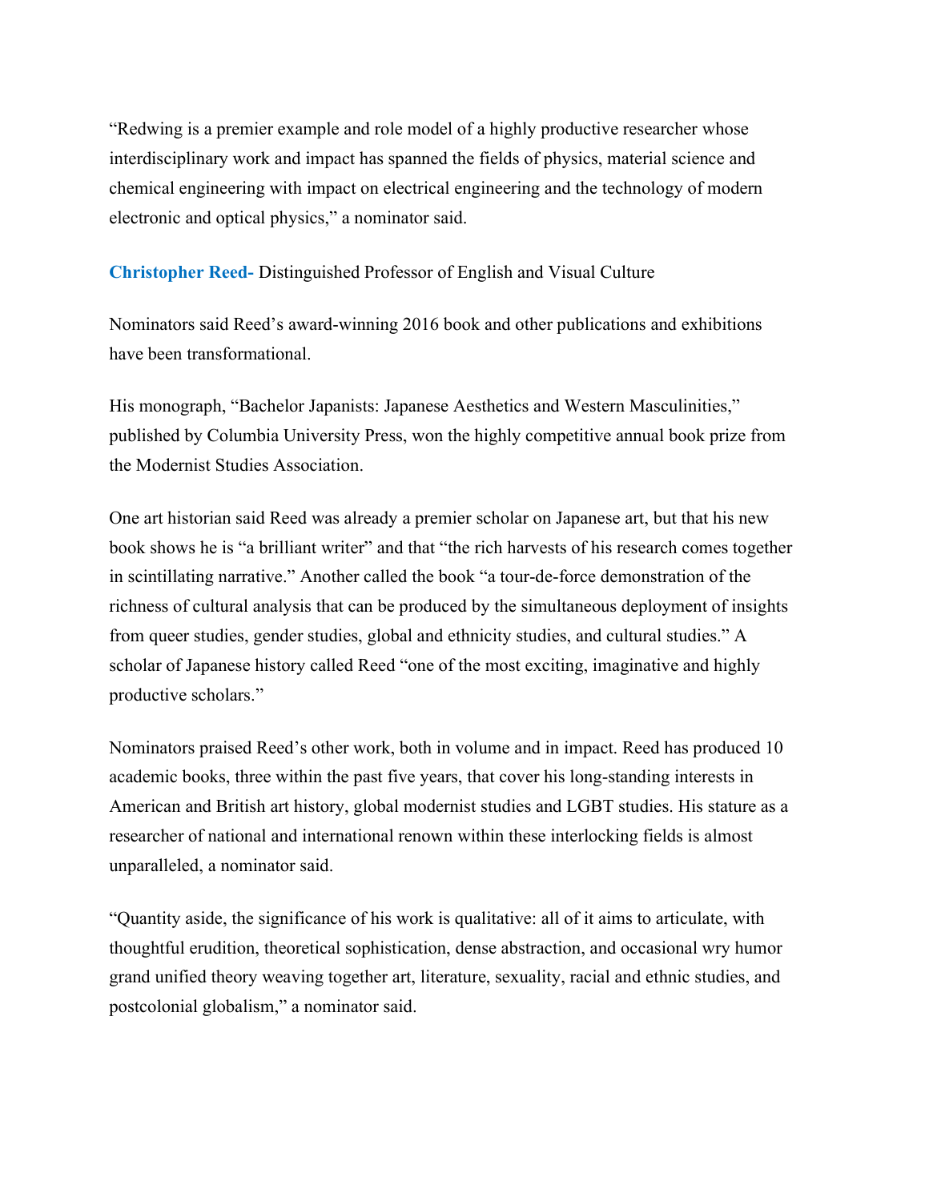"Redwing is a premier example and role model of a highly productive researcher whose interdisciplinary work and impact has spanned the fields of physics, material science and chemical engineering with impact on electrical engineering and the technology of modern electronic and optical physics," a nominator said.

**Christopher Reed-** Distinguished Professor of English and Visual Culture

Nominators said Reed's award-winning 2016 book and other publications and exhibitions have been transformational.

His monograph, "Bachelor Japanists: Japanese Aesthetics and Western Masculinities," published by Columbia University Press, won the highly competitive annual book prize from the Modernist Studies Association.

One art historian said Reed was already a premier scholar on Japanese art, but that his new book shows he is "a brilliant writer" and that "the rich harvests of his research comes together in scintillating narrative." Another called the book "a tour-de-force demonstration of the richness of cultural analysis that can be produced by the simultaneous deployment of insights from queer studies, gender studies, global and ethnicity studies, and cultural studies." A scholar of Japanese history called Reed "one of the most exciting, imaginative and highly productive scholars."

Nominators praised Reed's other work, both in volume and in impact. Reed has produced 10 academic books, three within the past five years, that cover his long-standing interests in American and British art history, global modernist studies and LGBT studies. His stature as a researcher of national and international renown within these interlocking fields is almost unparalleled, a nominator said.

"Quantity aside, the significance of his work is qualitative: all of it aims to articulate, with thoughtful erudition, theoretical sophistication, dense abstraction, and occasional wry humor grand unified theory weaving together art, literature, sexuality, racial and ethnic studies, and postcolonial globalism," a nominator said.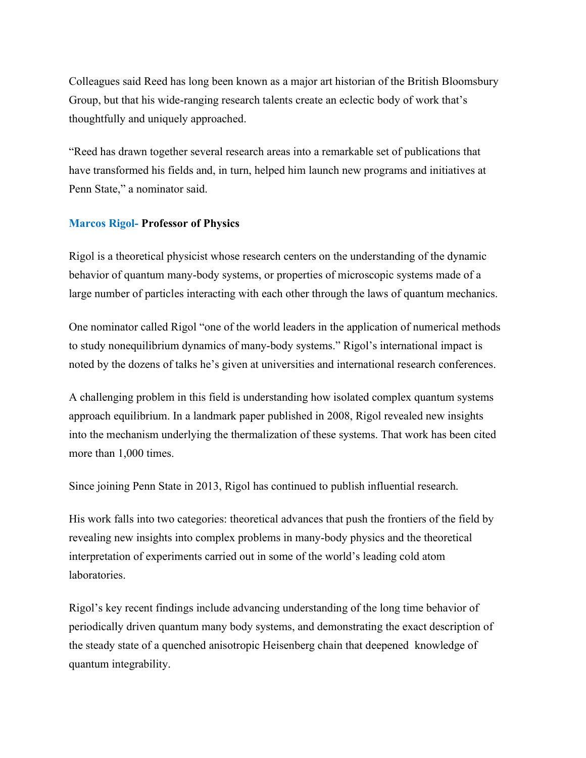Colleagues said Reed has long been known as a major art historian of the British Bloomsbury Group, but that his wide-ranging research talents create an eclectic body of work that's thoughtfully and uniquely approached.

"Reed has drawn together several research areas into a remarkable set of publications that have transformed his fields and, in turn, helped him launch new programs and initiatives at Penn State," a nominator said.

**Marcos Rigol- Professor of Physics**

Rigol is a theoretical physicist whose research centers on the understanding of the dynamic behavior of quantum many-body systems, or properties of microscopic systems made of a large number of particles interacting with each other through the laws of quantum mechanics.

One nominator called Rigol "one of the world leaders in the application of numerical methods to study nonequilibrium dynamics of many-body systems." Rigol's international impact is noted by the dozens of talks he's given at universities and international research conferences.

A challenging problem in this field is understanding how isolated complex quantum systems approach equilibrium. In a landmark paper published in 2008, Rigol revealed new insights into the mechanism underlying the thermalization of these systems. That work has been cited more than 1,000 times.

Since joining Penn State in 2013, Rigol has continued to publish influential research.

His work falls into two categories: theoretical advances that push the frontiers of the field by revealing new insights into complex problems in many-body physics and the theoretical interpretation of experiments carried out in some of the world's leading cold atom laboratories.

Rigol's key recent findings include advancing understanding of the long time behavior of periodically driven quantum many body systems, and demonstrating the exact description of the steady state of a quenched anisotropic Heisenberg chain that deepened knowledge of quantum integrability.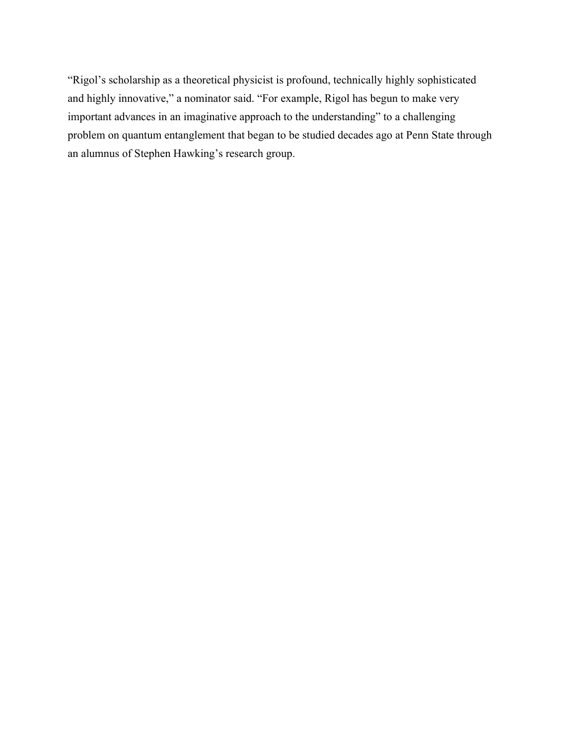“Rigol’s scholarship as a theoretical physicist is profound, technically highly sophisticated and highly innovative,” a nominator said. “For example, Rigol has begun to make very important advances in an imaginative approach to the understanding” to a challenging problem on quantum entanglement that began to be studied decades ago at Penn State through an alumnus of Stephen Hawking’s research group.